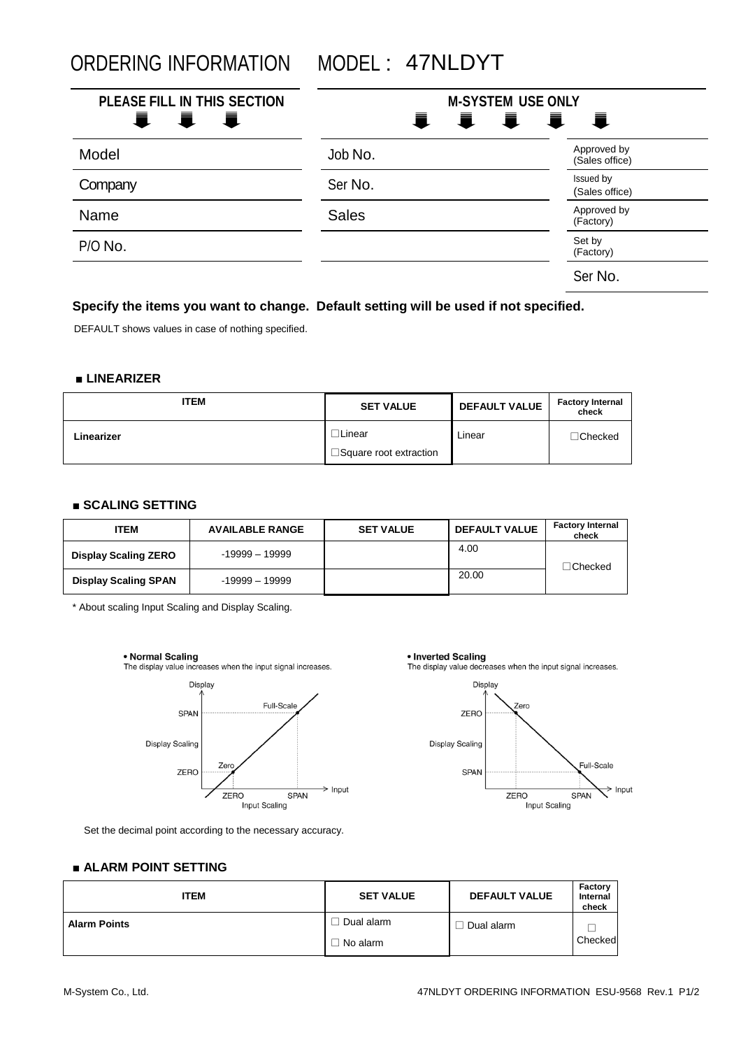# ORDERING INFORMATION MODEL : 47NLDYT

| PLEASE FILL IN THIS SECTION | M-SYSTEM USE ONLY | |
|---|---|---|
| Model | Job No. | Approved by (Sales office) |
| Company | Ser No. | Issued by (Sales office) |
| Name | Sales | Approved by (Factory) |
| P/O No. | | Set by (Factory) |
| | | Ser No. |

**Specify the items you want to change. Default setting will be used if not specified.**

DEFAULT shows values in case of nothing specified.

### ■ LINEARIZER

| ITEM | SET VALUE | DEFAULT VALUE | Factory Internal check |
|---|---|---|---|
| **Linearizer** | ☐Linear<br>☐Square root extraction | Linear | ☐Checked |

### ■ SCALING SETTING

| ITEM | AVAILABLE RANGE | SET VALUE | DEFAULT VALUE | Factory Internal check |
|---|---|---|---|---|
| **Display Scaling ZERO** | -19999 – 19999 | | 4.00 | ☐Checked |
| **Display Scaling SPAN** | -19999 – 19999 | | 20.00 | |

\* About scaling Input Scaling and Display Scaling.

**• Normal Scaling**
The display value increases when the input signal increases.

Display, SPAN, Display Scaling, ZERO, Full-Scale, Zero, Input, ZERO, SPAN, Input Scaling

**• Inverted Scaling**
The display value decreases when the input signal increases.

Display, ZERO, Display Scaling, SPAN, Zero, Full-Scale, Input, ZERO, SPAN, Input Scaling

Set the decimal point according to the necessary accuracy.

### ■ ALARM POINT SETTING

| ITEM | SET VALUE | DEFAULT VALUE | Factory Internal check |
|---|---|---|---|
| **Alarm Points** | ☐ Dual alarm<br>☐ No alarm | ☐ Dual alarm | ☐<br>Checked |

M-System Co., Ltd. 47NLDYT ORDERING INFORMATION ESU-9568 Rev.1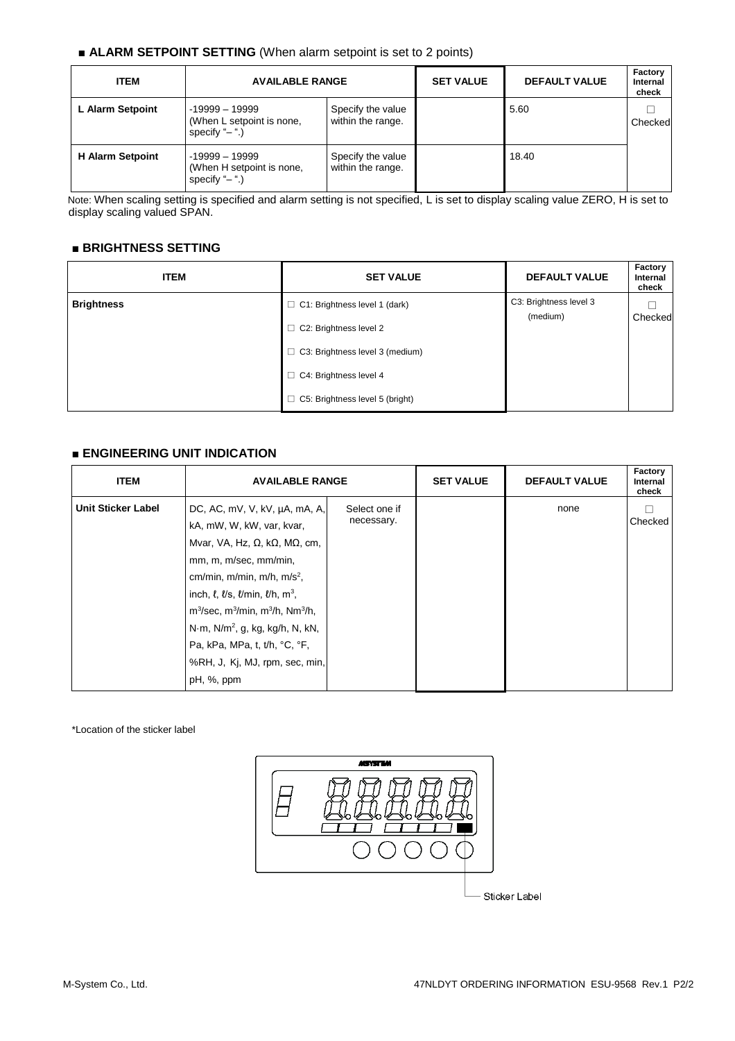## ■ ALARM SETPOINT SETTING (When alarm setpoint is set to 2 points)

| ITEM | AVAILABLE RANGE | | SET VALUE | DEFAULT VALUE | Factory Internal check |
|---|---|---|---|---|---|
| L Alarm Setpoint | -19999 – 19999 (When L setpoint is none, specify "– ".) | Specify the value within the range. | | 5.60 | □ Checked |
| H Alarm Setpoint | -19999 – 19999 (When H setpoint is none, specify "– ".) | Specify the value within the range. | | 18.40 | |

Note: When scaling setting is specified and alarm setting is not specified, L is set to display scaling value ZERO, H is set to display scaling valued SPAN.

## ■ BRIGHTNESS SETTING

| ITEM | SET VALUE | DEFAULT VALUE | Factory Internal check |
|---|---|---|---|
| Brightness | □ C1: Brightness level 1 (dark)<br>□ C2: Brightness level 2<br>□ C3: Brightness level 3 (medium)<br>□ C4: Brightness level 4<br>□ C5: Brightness level 5 (bright) | C3: Brightness level 3 (medium) | □ Checked |

## ■ ENGINEERING UNIT INDICATION

| ITEM | AVAILABLE RANGE | | SET VALUE | DEFAULT VALUE | Factory Internal check |
|---|---|---|---|---|---|
| Unit Sticker Label | DC, AC, mV, V, kV, μA, mA, A, kA, mW, W, kW, var, kvar, Mvar, VA, Hz, Ω, kΩ, MΩ, cm, mm, m, m/sec, mm/min, cm/min, m/min, m/h, m/s$^2$, inch, ℓ, ℓ/s, ℓ/min, ℓ/h, m$^3$, m$^3$/sec, m$^3$/min, m$^3$/h, Nm$^3$/h, N·m, N/m$^2$, g, kg, kg/h, N, kN, Pa, kPa, MPa, t, t/h, °C, °F, %RH, J, Kj, MJ, rpm, sec, min, pH, %, ppm | Select one if necessary. | | none | □ Checked |

*Location of the sticker label

M-SYSTEM

Sticker Label

M-System Co., Ltd.

47NLDYT ORDERING INFORMATION ESU-9568 Rev.1